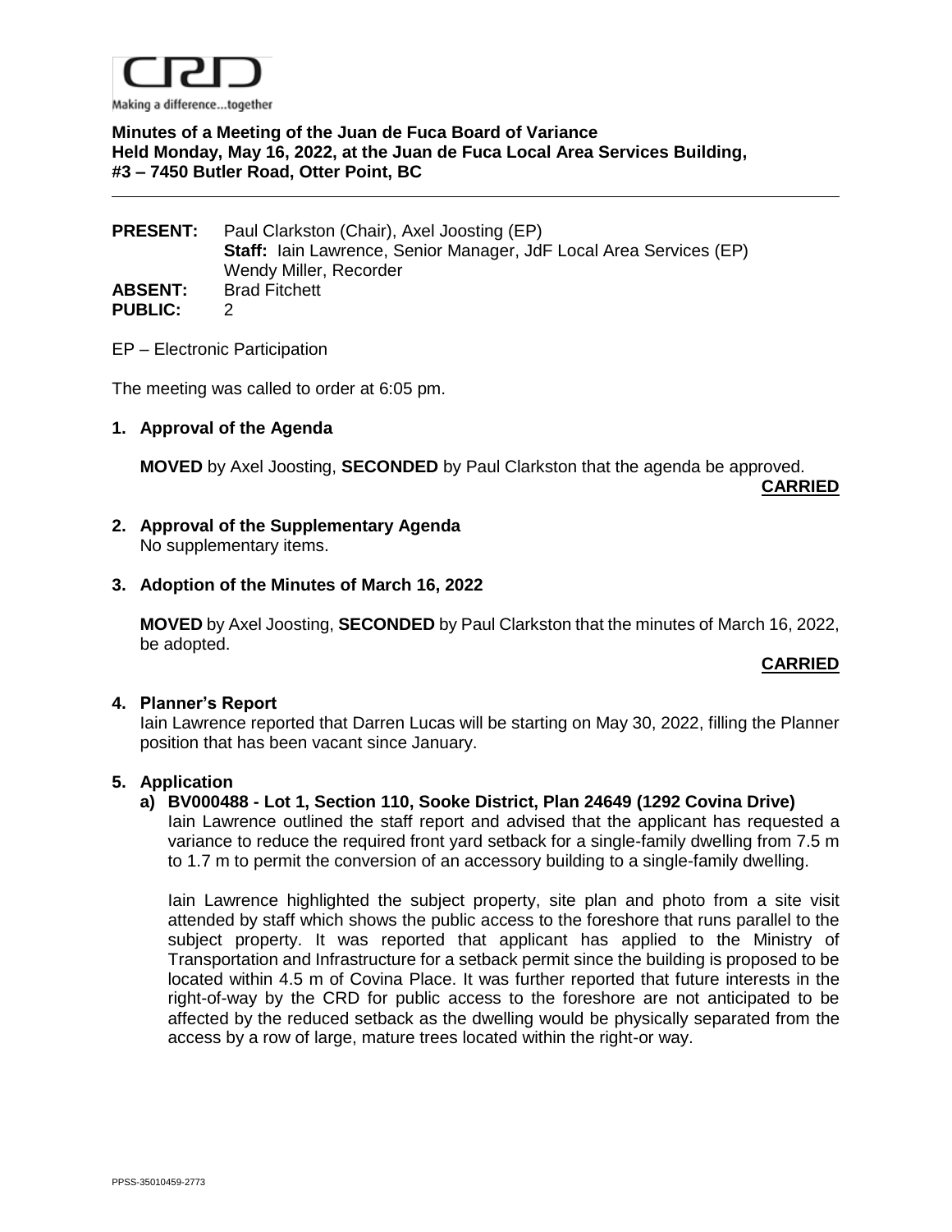CRD

Making a difference...together

**Minutes of a Meeting of the Juan de Fuca Board of Variance**
**Held Monday, May 16, 2022, at the Juan de Fuca Local Area Services Building,**
**#3 – 7450 Butler Road, Otter Point, BC**

---

**PRESENT:** Paul Clarkston (Chair), Axel Joosting (EP)
**Staff:** Iain Lawrence, Senior Manager, JdF Local Area Services (EP)
Wendy Miller, Recorder
**ABSENT:** Brad Fitchett
**PUBLIC:** 2

EP – Electronic Participation

The meeting was called to order at 6:05 pm.

**1. Approval of the Agenda**

**MOVED** by Axel Joosting, **SECONDED** by Paul Clarkston that the agenda be approved.

**CARRIED**

**2. Approval of the Supplementary Agenda**
No supplementary items.

**3. Adoption of the Minutes of March 16, 2022**

**MOVED** by Axel Joosting, **SECONDED** by Paul Clarkston that the minutes of March 16, 2022, be adopted.

**CARRIED**

**4. Planner's Report**
Iain Lawrence reported that Darren Lucas will be starting on May 30, 2022, filling the Planner position that has been vacant since January.

**5. Application**

**a) BV000488 - Lot 1, Section 110, Sooke District, Plan 24649 (1292 Covina Drive)**
Iain Lawrence outlined the staff report and advised that the applicant has requested a variance to reduce the required front yard setback for a single-family dwelling from 7.5 m to 1.7 m to permit the conversion of an accessory building to a single-family dwelling.

Iain Lawrence highlighted the subject property, site plan and photo from a site visit attended by staff which shows the public access to the foreshore that runs parallel to the subject property. It was reported that applicant has applied to the Ministry of Transportation and Infrastructure for a setback permit since the building is proposed to be located within 4.5 m of Covina Place. It was further reported that future interests in the right-of-way by the CRD for public access to the foreshore are not anticipated to be affected by the reduced setback as the dwelling would be physically separated from the access by a row of large, mature trees located within the right-or way.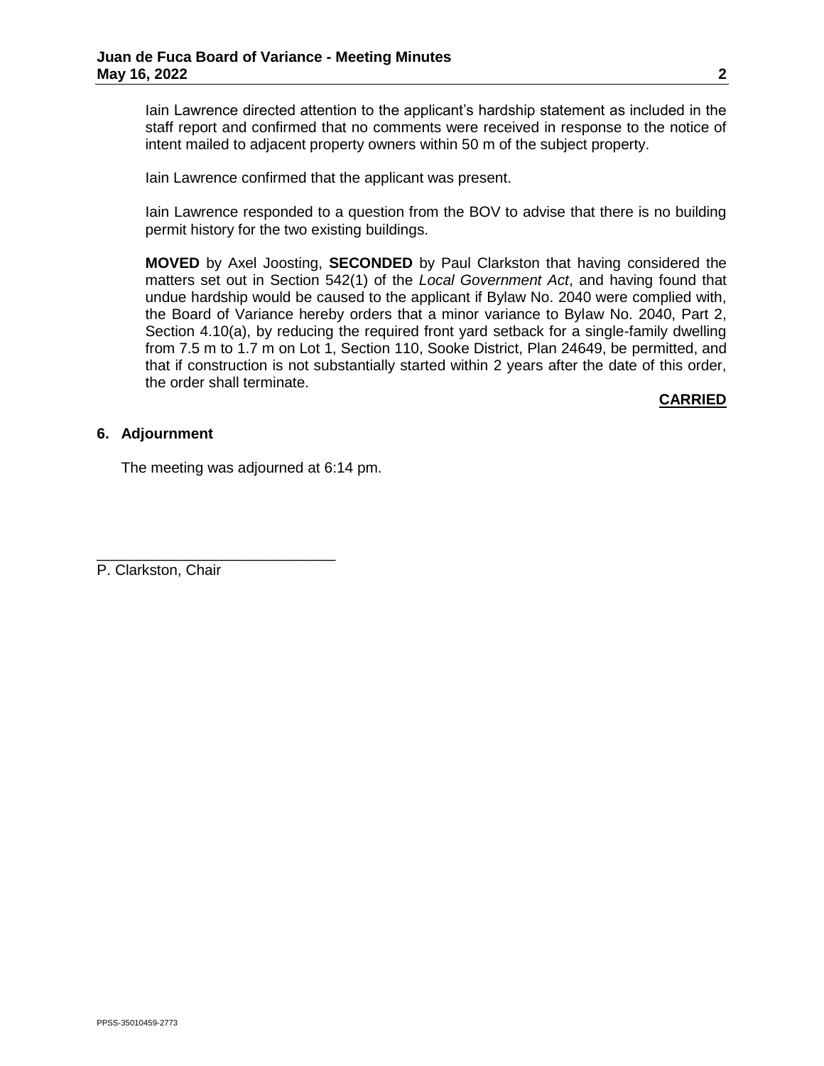Iain Lawrence directed attention to the applicant's hardship statement as included in the staff report and confirmed that no comments were received in response to the notice of intent mailed to adjacent property owners within 50 m of the subject property.

Iain Lawrence confirmed that the applicant was present.

Iain Lawrence responded to a question from the BOV to advise that there is no building permit history for the two existing buildings.

**MOVED** by Axel Joosting, **SECONDED** by Paul Clarkston that having considered the matters set out in Section 542(1) of the *Local Government Act*, and having found that undue hardship would be caused to the applicant if Bylaw No. 2040 were complied with, the Board of Variance hereby orders that a minor variance to Bylaw No. 2040, Part 2, Section 4.10(a), by reducing the required front yard setback for a single-family dwelling from 7.5 m to 1.7 m on Lot 1, Section 110, Sooke District, Plan 24649, be permitted, and that if construction is not substantially started within 2 years after the date of this order, the order shall terminate.

**CARRIED**

## 6. Adjournment

The meeting was adjourned at 6:14 pm.

\_\_\_\_\_\_\_\_\_\_\_\_\_\_\_\_\_\_\_\_\_\_\_\_\_\_\_\_\_\_

P. Clarkston, Chair

PPSS-35010459-2773